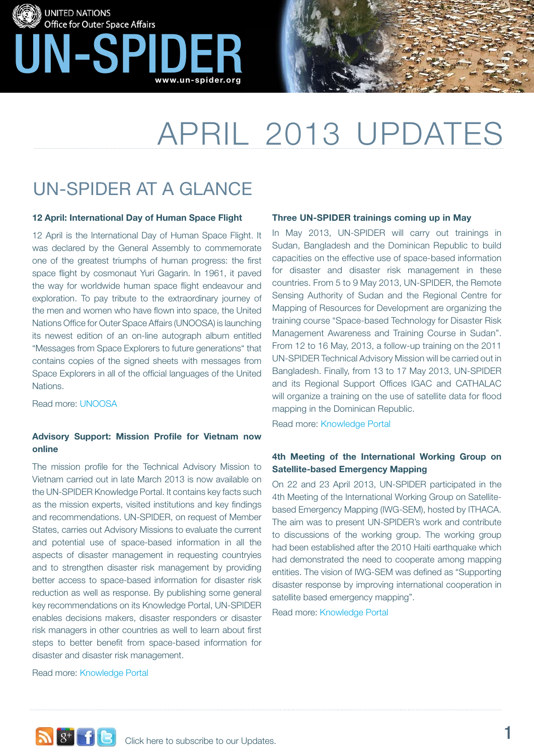UNITED NATIONS
Office for Outer Space Affairs

# UN-SPIDER

www.un-spider.org

# APRIL 2013 UPDATES

## UN-SPIDER AT A GLANCE

### 12 April: International Day of Human Space Flight

12 April is the International Day of Human Space Flight. It was declared by the General Assembly to commemorate one of the greatest triumphs of human progress: the first space flight by cosmonaut Yuri Gagarin. In 1961, it paved the way for worldwide human space flight endeavour and exploration. To pay tribute to the extraordinary journey of the men and women who have flown into space, the United Nations Office for Outer Space Affairs (UNOOSA) is launching its newest edition of an on-line autograph album entitled "Messages from Space Explorers to future generations" that contains copies of the signed sheets with messages from Space Explorers in all of the official languages of the United Nations.

Read more: UNOOSA

### Advisory Support: Mission Profile for Vietnam now online

The mission profile for the Technical Advisory Mission to Vietnam carried out in late March 2013 is now available on the UN-SPIDER Knowledge Portal. It contains key facts such as the mission experts, visited institutions and key findings and recommendations. UN-SPIDER, on request of Member States, carries out Advisory Missions to evaluate the current and potential use of space-based information in all the aspects of disaster management in requesting countryies and to strengthen disaster risk management by providing better access to space-based information for disaster risk reduction as well as response. By publishing some general key recommendations on its Knowledge Portal, UN-SPIDER enables decisions makers, disaster responders or disaster risk managers in other countries as well to learn about first steps to better benefit from space-based information for disaster and disaster risk management.

Read more: Knowledge Portal

### Three UN-SPIDER trainings coming up in May

In May 2013, UN-SPIDER will carry out trainings in Sudan, Bangladesh and the Dominican Republic to build capacities on the effective use of space-based information for disaster and disaster risk management in these countries. From 5 to 9 May 2013, UN-SPIDER, the Remote Sensing Authority of Sudan and the Regional Centre for Mapping of Resources for Development are organizing the training course "Space-based Technology for Disaster Risk Management Awareness and Training Course in Sudan". From 12 to 16 May, 2013, a follow-up training on the 2011 UN-SPIDER Technical Advisory Mission will be carried out in Bangladesh. Finally, from 13 to 17 May 2013, UN-SPIDER and its Regional Support Offices IGAC and CATHALAC will organize a training on the use of satellite data for flood mapping in the Dominican Republic.

Read more: Knowledge Portal

### 4th Meeting of the International Working Group on Satellite-based Emergency Mapping

On 22 and 23 April 2013, UN-SPIDER participated in the 4th Meeting of the International Working Group on Satellite-based Emergency Mapping (IWG-SEM), hosted by ITHACA. The aim was to present UN-SPIDER's work and contribute to discussions of the working group. The working group had been established after the 2010 Haiti earthquake which had demonstrated the need to cooperate among mapping entities. The vision of IWG-SEM was defined as "Supporting disaster response by improving international cooperation in satellite based emergency mapping".

Read more: Knowledge Portal

Click here to subscribe to our Updates.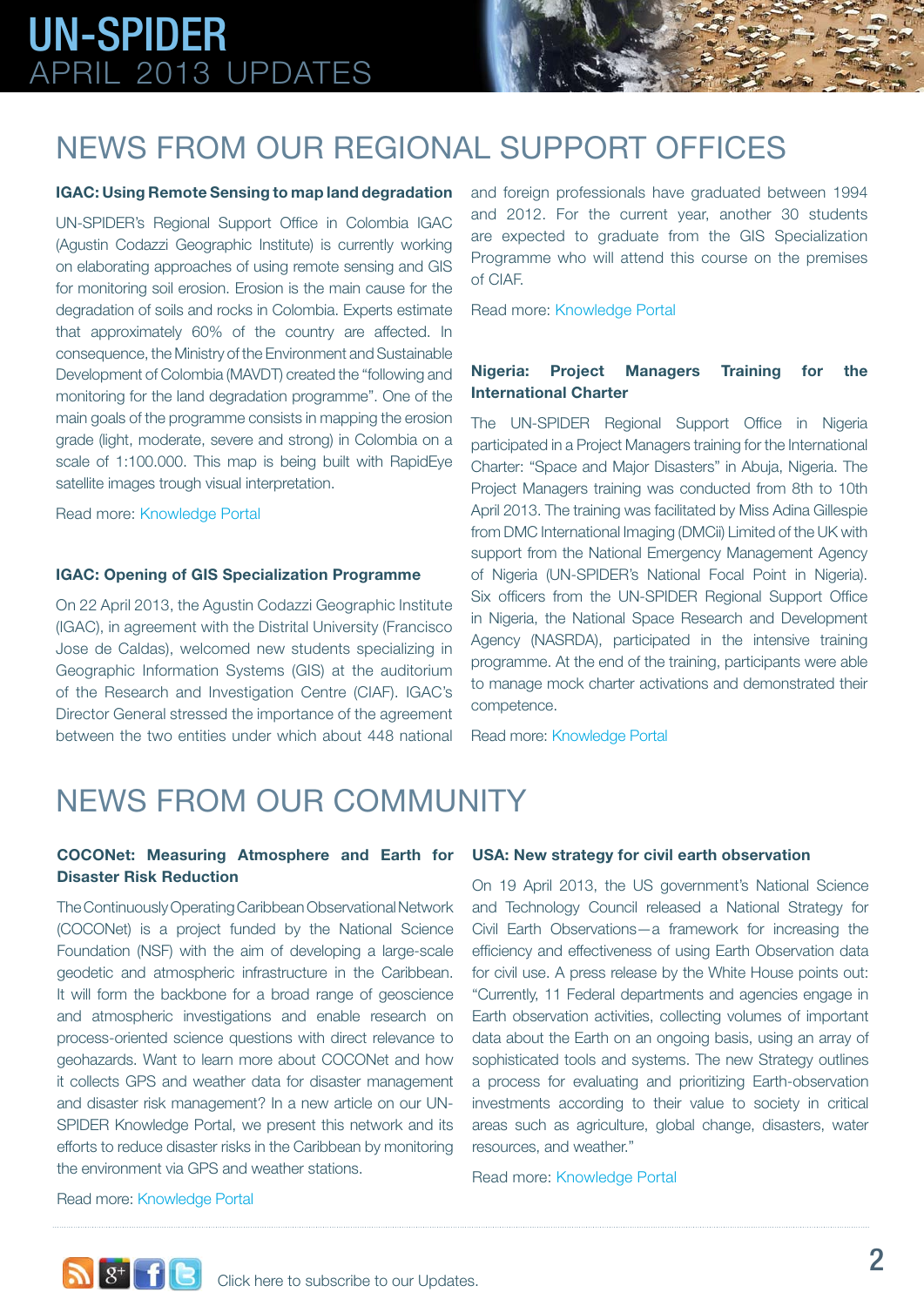# NEWS FROM OUR REGIONAL SUPPORT OFFICES

### IGAC: Using Remote Sensing to map land degradation

UN-SPIDER's Regional Support Office in Colombia IGAC (Agustin Codazzi Geographic Institute) is currently working on elaborating approaches of using remote sensing and GIS for monitoring soil erosion. Erosion is the main cause for the degradation of soils and rocks in Colombia. Experts estimate that approximately 60% of the country are affected. In consequence, the Ministry of the Environment and Sustainable Development of Colombia (MAVDT) created the "following and monitoring for the land degradation programme". One of the main goals of the programme consists in mapping the erosion grade (light, moderate, severe and strong) in Colombia on a scale of 1:100.000. This map is being built with RapidEye satellite images trough visual interpretation.

Read more: Knowledge Portal

### IGAC: Opening of GIS Specialization Programme

On 22 April 2013, the Agustin Codazzi Geographic Institute (IGAC), in agreement with the Distrital University (Francisco Jose de Caldas), welcomed new students specializing in Geographic Information Systems (GIS) at the auditorium of the Research and Investigation Centre (CIAF). IGAC's Director General stressed the importance of the agreement between the two entities under which about 448 national and foreign professionals have graduated between 1994 and 2012. For the current year, another 30 students are expected to graduate from the GIS Specialization Programme who will attend this course on the premises of CIAF.

Read more: Knowledge Portal

### Nigeria: Project Managers Training for the International Charter

The UN-SPIDER Regional Support Office in Nigeria participated in a Project Managers training for the International Charter: "Space and Major Disasters" in Abuja, Nigeria. The Project Managers training was conducted from 8th to 10th April 2013. The training was facilitated by Miss Adina Gillespie from DMC International Imaging (DMCii) Limited of the UK with support from the National Emergency Management Agency of Nigeria (UN-SPIDER's National Focal Point in Nigeria). Six officers from the UN-SPIDER Regional Support Office in Nigeria, the National Space Research and Development Agency (NASRDA), participated in the intensive training programme. At the end of the training, participants were able to manage mock charter activations and demonstrated their competence.

Read more: Knowledge Portal

# NEWS FROM OUR COMMUNITY

### COCONet: Measuring Atmosphere and Earth for Disaster Risk Reduction

The Continuously Operating Caribbean Observational Network (COCONet) is a project funded by the National Science Foundation (NSF) with the aim of developing a large-scale geodetic and atmospheric infrastructure in the Caribbean. It will form the backbone for a broad range of geoscience and atmospheric investigations and enable research on process-oriented science questions with direct relevance to geohazards. Want to learn more about COCONet and how it collects GPS and weather data for disaster management and disaster risk management? In a new article on our UN-SPIDER Knowledge Portal, we present this network and its efforts to reduce disaster risks in the Caribbean by monitoring the environment via GPS and weather stations.

Read more: Knowledge Portal

### USA: New strategy for civil earth observation

On 19 April 2013, the US government's National Science and Technology Council released a National Strategy for Civil Earth Observations—a framework for increasing the efficiency and effectiveness of using Earth Observation data for civil use. A press release by the White House points out: "Currently, 11 Federal departments and agencies engage in Earth observation activities, collecting volumes of important data about the Earth on an ongoing basis, using an array of sophisticated tools and systems. The new Strategy outlines a process for evaluating and prioritizing Earth-observation investments according to their value to society in critical areas such as agriculture, global change, disasters, water resources, and weather."

Read more: Knowledge Portal

Click here to subscribe to our Updates.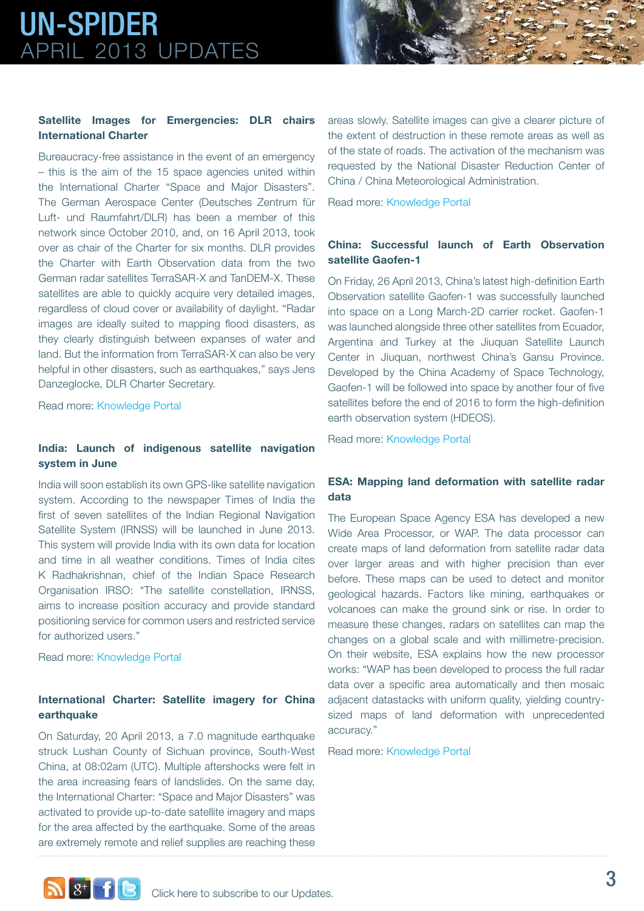### Satellite Images for Emergencies: DLR chairs International Charter

Bureaucracy-free assistance in the event of an emergency – this is the aim of the 15 space agencies united within the International Charter "Space and Major Disasters". The German Aerospace Center (Deutsches Zentrum für Luft- und Raumfahrt/DLR) has been a member of this network since October 2010, and, on 16 April 2013, took over as chair of the Charter for six months. DLR provides the Charter with Earth Observation data from the two German radar satellites TerraSAR-X and TanDEM-X. These satellites are able to quickly acquire very detailed images, regardless of cloud cover or availability of daylight. "Radar images are ideally suited to mapping flood disasters, as they clearly distinguish between expanses of water and land. But the information from TerraSAR-X can also be very helpful in other disasters, such as earthquakes," says Jens Danzeglocke, DLR Charter Secretary.

Read more: Knowledge Portal

### India: Launch of indigenous satellite navigation system in June

India will soon establish its own GPS-like satellite navigation system. According to the newspaper Times of India the first of seven satellites of the Indian Regional Navigation Satellite System (IRNSS) will be launched in June 2013. This system will provide India with its own data for location and time in all weather conditions. Times of India cites K Radhakrishnan, chief of the Indian Space Research Organisation IRSO: "The satellite constellation, IRNSS, aims to increase position accuracy and provide standard positioning service for common users and restricted service for authorized users."

Read more: Knowledge Portal

### International Charter: Satellite imagery for China earthquake

On Saturday, 20 April 2013, a 7.0 magnitude earthquake struck Lushan County of Sichuan province, South-West China, at 08:02am (UTC). Multiple aftershocks were felt in the area increasing fears of landslides. On the same day, the International Charter: "Space and Major Disasters" was activated to provide up-to-date satellite imagery and maps for the area affected by the earthquake. Some of the areas are extremely remote and relief supplies are reaching these areas slowly. Satellite images can give a clearer picture of the extent of destruction in these remote areas as well as of the state of roads. The activation of the mechanism was requested by the National Disaster Reduction Center of China / China Meteorological Administration.

Read more: Knowledge Portal

### China: Successful launch of Earth Observation satellite Gaofen-1

On Friday, 26 April 2013, China's latest high-definition Earth Observation satellite Gaofen-1 was successfully launched into space on a Long March-2D carrier rocket. Gaofen-1 was launched alongside three other satellites from Ecuador, Argentina and Turkey at the Jiuquan Satellite Launch Center in Jiuquan, northwest China's Gansu Province. Developed by the China Academy of Space Technology, Gaofen-1 will be followed into space by another four of five satellites before the end of 2016 to form the high-definition earth observation system (HDEOS).

Read more: Knowledge Portal

### ESA: Mapping land deformation with satellite radar data

The European Space Agency ESA has developed a new Wide Area Processor, or WAP. The data processor can create maps of land deformation from satellite radar data over larger areas and with higher precision than ever before. These maps can be used to detect and monitor geological hazards. Factors like mining, earthquakes or volcanoes can make the ground sink or rise. In order to measure these changes, radars on satellites can map the changes on a global scale and with millimetre-precision. On their website, ESA explains how the new processor works: "WAP has been developed to process the full radar data over a specific area automatically and then mosaic adjacent datastacks with uniform quality, yielding country-sized maps of land deformation with unprecedented accuracy."

Read more: Knowledge Portal

Click here to subscribe to our Updates.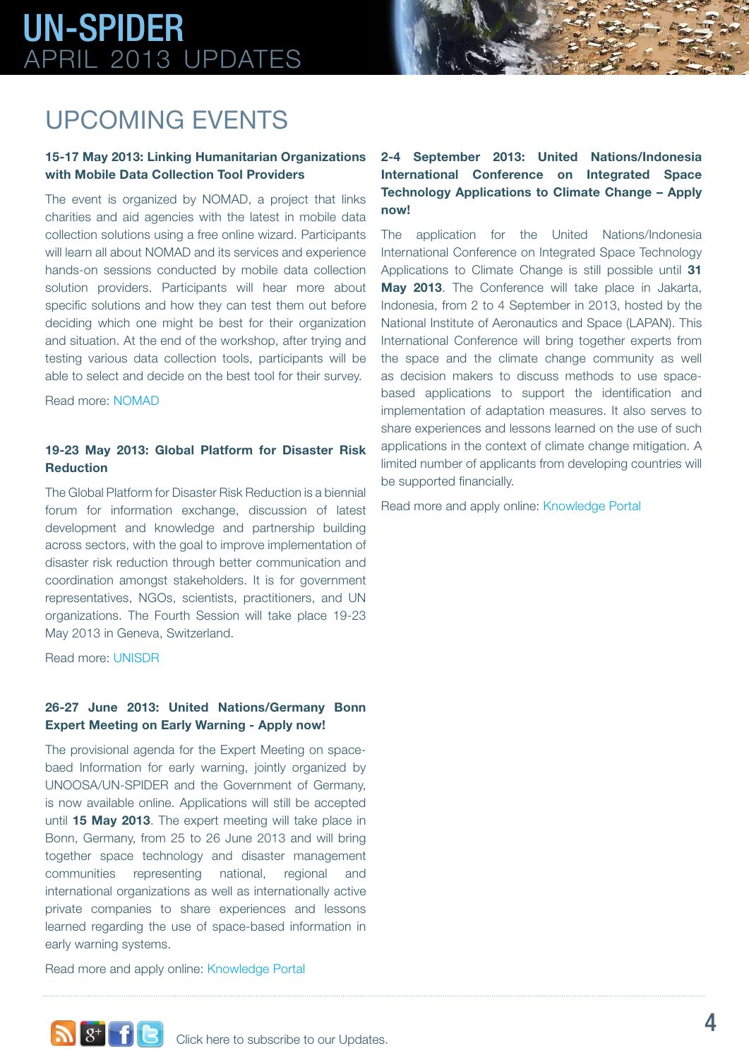## UPCOMING EVENTS

**15-17 May 2013: Linking Humanitarian Organizations with Mobile Data Collection Tool Providers**

The event is organized by NOMAD, a project that links charities and aid agencies with the latest in mobile data collection solutions using a free online wizard. Participants will learn all about NOMAD and its services and experience hands-on sessions conducted by mobile data collection solution providers. Participants will hear more about specific solutions and how they can test them out before deciding which one might be best for their organization and situation. At the end of the workshop, after trying and testing various data collection tools, participants will be able to select and decide on the best tool for their survey.

Read more: NOMAD

**19-23 May 2013: Global Platform for Disaster Risk Reduction**

The Global Platform for Disaster Risk Reduction is a biennial forum for information exchange, discussion of latest development and knowledge and partnership building across sectors, with the goal to improve implementation of disaster risk reduction through better communication and coordination amongst stakeholders. It is for government representatives, NGOs, scientists, practitioners, and UN organizations. The Fourth Session will take place 19-23 May 2013 in Geneva, Switzerland.

Read more: UNISDR

**26-27 June 2013: United Nations/Germany Bonn Expert Meeting on Early Warning - Apply now!**

The provisional agenda for the Expert Meeting on space-based Information for early warning, jointly organized by UNOOSA/UN-SPIDER and the Government of Germany, is now available online. Applications will still be accepted until **15 May 2013**. The expert meeting will take place in Bonn, Germany, from 25 to 26 June 2013 and will bring together space technology and disaster management communities representing national, regional and international organizations as well as internationally active private companies to share experiences and lessons learned regarding the use of space-based information in early warning systems.

Read more and apply online: Knowledge Portal

**2-4 September 2013: United Nations/Indonesia International Conference on Integrated Space Technology Applications to Climate Change – Apply now!**

The application for the United Nations/Indonesia International Conference on Integrated Space Technology Applications to Climate Change is still possible until **31 May 2013**. The Conference will take place in Jakarta, Indonesia, from 2 to 4 September in 2013, hosted by the National Institute of Aeronautics and Space (LAPAN). This International Conference will bring together experts from the space and the climate change community as well as decision makers to discuss methods to use space-based applications to support the identification and implementation of adaptation measures. It also serves to share experiences and lessons learned on the use of such applications in the context of climate change mitigation. A limited number of applicants from developing countries will be supported financially.

Read more and apply online: Knowledge Portal

Click here to subscribe to our Updates.